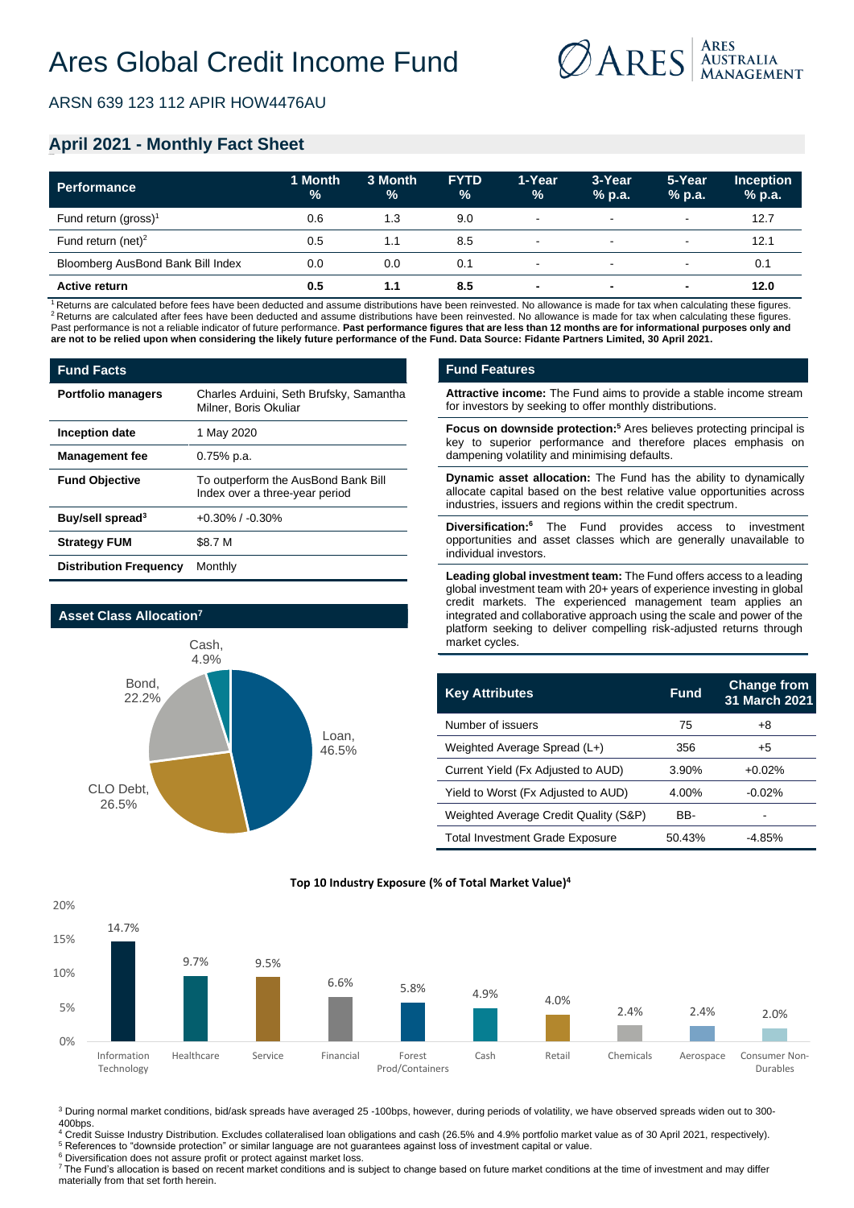# Ares Global Credit Income Fund

ARSN 639 123 112 APIR HOW4476AU

## April 2021 - Monthly Fact Sheet

| Performance | 1 Month % | 3 Month % | FYTD % | 1-Year % | 3-Year % p.a. | 5-Year % p.a. | Inception % p.a. |
|---|---|---|---|---|---|---|---|
| Fund return (gross)[1] | 0.6 | 1.3 | 9.0 | - | - | - | 12.7 |
| Fund return (net)[2] | 0.5 | 1.1 | 8.5 | - | - | - | 12.1 |
| Bloomberg AusBond Bank Bill Index | 0.0 | 0.0 | 0.1 | - | - | - | 0.1 |
| **Active return** | **0.5** | **1.1** | **8.5** | **-** | **-** | **-** | **12.0** |

[1] Returns are calculated before fees have been deducted and assume distributions have been reinvested. No allowance is made for tax when calculating these figures.
[2] Returns are calculated after fees have been deducted and assume distributions have been reinvested. No allowance is made for tax when calculating these figures.
Past performance is not a reliable indicator of future performance. **Past performance figures that are less than 12 months are for informational purposes only and are not to be relied upon when considering the likely future performance of the Fund. Data Source: Fidante Partners Limited, 30 April 2021.**

### Fund Facts

| | |
|---|---|
| **Portfolio managers** | Charles Arduini, Seth Brufsky, Samantha Milner, Boris Okuliar |
| **Inception date** | 1 May 2020 |
| **Management fee** | 0.75% p.a. |
| **Fund Objective** | To outperform the AusBond Bank Bill Index over a three-year period |
| **Buy/sell spread**[3] | +0.30% / -0.30% |
| **Strategy FUM** | $8.7 M |
| **Distribution Frequency** | Monthly |

### Fund Features

**Attractive income:** The Fund aims to provide a stable income stream for investors by seeking to offer monthly distributions.

**Focus on downside protection:**[5] Ares believes protecting principal is key to superior performance and therefore places emphasis on dampening volatility and minimising defaults.

**Dynamic asset allocation:** The Fund has the ability to dynamically allocate capital based on the best relative value opportunities across industries, issuers and regions within the credit spectrum.

**Diversification:**[6] The Fund provides access to investment opportunities and asset classes which are generally unavailable to individual investors.

**Leading global investment team:** The Fund offers access to a leading global investment team with 20+ years of experience investing in global credit markets. The experienced management team applies an integrated and collaborative approach using the scale and power of the platform seeking to deliver compelling risk-adjusted returns through market cycles.

### Asset Class Allocation[7]

| Asset Class | % |
|---|---|
| Loan | 46.5% |
| CLO Debt | 26.5% |
| Bond | 22.2% |
| Cash | 4.9% |

| Key Attributes | Fund | Change from 31 March 2021 |
|---|---|---|
| Number of issuers | 75 | +8 |
| Weighted Average Spread (L+) | 356 | +5 |
| Current Yield (Fx Adjusted to AUD) | 3.90% | +0.02% |
| Yield to Worst (Fx Adjusted to AUD) | 4.00% | -0.02% |
| Weighted Average Credit Quality (S&P) | BB- | - |
| Total Investment Grade Exposure | 50.43% | -4.85% |

### Top 10 Industry Exposure (% of Total Market Value)[4]

| Industry | % |
|---|---|
| Information Technology | 14.7% |
| Healthcare | 9.7% |
| Service | 9.5% |
| Financial | 6.6% |
| Forest Prod/Containers | 5.8% |
| Cash | 4.9% |
| Retail | 4.0% |
| Chemicals | 2.4% |
| Aerospace | 2.4% |
| Consumer Non-Durables | 2.0% |

[3] During normal market conditions, bid/ask spreads have averaged 25 -100bps, however, during periods of volatility, we have observed spreads widen out to 300-400bps.
[4] Credit Suisse Industry Distribution. Excludes collateralised loan obligations and cash (26.5% and 4.9% portfolio market value as of 30 April 2021, respectively).
[5] References to "downside protection" or similar language are not guarantees against loss of investment capital or value.
[6] Diversification does not assure profit or protect against market loss.
[7] The Fund's allocation is based on recent market conditions and is subject to change based on future market conditions at the time of investment and may differ materially from that set forth herein.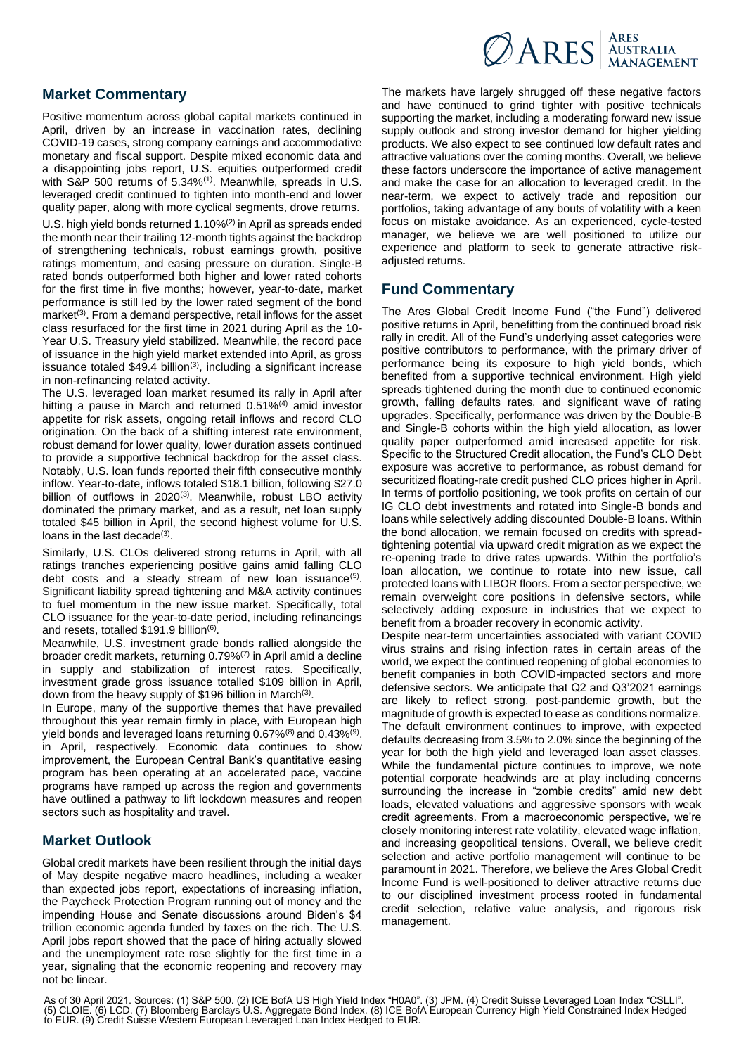## Market Commentary

Positive momentum across global capital markets continued in April, driven by an increase in vaccination rates, declining COVID-19 cases, strong company earnings and accommodative monetary and fiscal support. Despite mixed economic data and a disappointing jobs report, U.S. equities outperformed credit with S&P 500 returns of 5.34%[1]. Meanwhile, spreads in U.S. leveraged credit continued to tighten into month-end and lower quality paper, along with more cyclical segments, drove returns.

U.S. high yield bonds returned 1.10%[2] in April as spreads ended the month near their trailing 12-month tights against the backdrop of strengthening technicals, robust earnings growth, positive ratings momentum, and easing pressure on duration. Single-B rated bonds outperformed both higher and lower rated cohorts for the first time in five months; however, year-to-date, market performance is still led by the lower rated segment of the bond market[3]. From a demand perspective, retail inflows for the asset class resurfaced for the first time in 2021 during April as the 10-Year U.S. Treasury yield stabilized. Meanwhile, the record pace of issuance in the high yield market extended into April, as gross issuance totaled $49.4 billion[3], including a significant increase in non-refinancing related activity.

The U.S. leveraged loan market resumed its rally in April after hitting a pause in March and returned 0.51%[4] amid investor appetite for risk assets, ongoing retail inflows and record CLO origination. On the back of a shifting interest rate environment, robust demand for lower quality, lower duration assets continued to provide a supportive technical backdrop for the asset class. Notably, U.S. loan funds reported their fifth consecutive monthly inflow. Year-to-date, inflows totaled $18.1 billion, following $27.0 billion of outflows in 2020[3]. Meanwhile, robust LBO activity dominated the primary market, and as a result, net loan supply totaled $45 billion in April, the second highest volume for U.S. loans in the last decade[3].

Similarly, U.S. CLOs delivered strong returns in April, with all ratings tranches experiencing positive gains amid falling CLO debt costs and a steady stream of new loan issuance[5]. Significant liability spread tightening and M&A activity continues to fuel momentum in the new issue market. Specifically, total CLO issuance for the year-to-date period, including refinancings and resets, totalled $191.9 billion[6].

Meanwhile, U.S. investment grade bonds rallied alongside the broader credit markets, returning 0.79%[7] in April amid a decline in supply and stabilization of interest rates. Specifically, investment grade gross issuance totalled $109 billion in April, down from the heavy supply of $196 billion in March[3].

In Europe, many of the supportive themes that have prevailed throughout this year remain firmly in place, with European high yield bonds and leveraged loans returning 0.67%[8] and 0.43%[9], in April, respectively. Economic data continues to show improvement, the European Central Bank's quantitative easing program has been operating at an accelerated pace, vaccine programs have ramped up across the region and governments have outlined a pathway to lift lockdown measures and reopen sectors such as hospitality and travel.

## Market Outlook

Global credit markets have been resilient through the initial days of May despite negative macro headlines, including a weaker than expected jobs report, expectations of increasing inflation, the Paycheck Protection Program running out of money and the impending House and Senate discussions around Biden's $4 trillion economic agenda funded by taxes on the rich. The U.S. April jobs report showed that the pace of hiring actually slowed and the unemployment rate rose slightly for the first time in a year, signaling that the economic reopening and recovery may not be linear.

The markets have largely shrugged off these negative factors and have continued to grind tighter with positive technicals supporting the market, including a moderating forward new issue supply outlook and strong investor demand for higher yielding products. We also expect to see continued low default rates and attractive valuations over the coming months. Overall, we believe these factors underscore the importance of active management and make the case for an allocation to leveraged credit. In the near-term, we expect to actively trade and reposition our portfolios, taking advantage of any bouts of volatility with a keen focus on mistake avoidance. As an experienced, cycle-tested manager, we believe we are well positioned to utilize our experience and platform to seek to generate attractive risk-adjusted returns.

## Fund Commentary

The Ares Global Credit Income Fund ("the Fund") delivered positive returns in April, benefitting from the continued broad risk rally in credit. All of the Fund's underlying asset categories were positive contributors to performance, with the primary driver of performance being its exposure to high yield bonds, which benefited from a supportive technical environment. High yield spreads tightened during the month due to continued economic growth, falling defaults rates, and significant wave of rating upgrades. Specifically, performance was driven by the Double-B and Single-B cohorts within the high yield allocation, as lower quality paper outperformed amid increased appetite for risk. Specific to the Structured Credit allocation, the Fund's CLO Debt exposure was accretive to performance, as robust demand for securitized floating-rate credit pushed CLO prices higher in April. In terms of portfolio positioning, we took profits on certain of our IG CLO debt investments and rotated into Single-B bonds and loans while selectively adding discounted Double-B loans. Within the bond allocation, we remain focused on credits with spread-tightening potential via upward credit migration as we expect the re-opening trade to drive rates upwards. Within the portfolio's loan allocation, we continue to rotate into new issue, call protected loans with LIBOR floors. From a sector perspective, we remain overweight core positions in defensive sectors, while selectively adding exposure in industries that we expect to benefit from a broader recovery in economic activity.

Despite near-term uncertainties associated with variant COVID virus strains and rising infection rates in certain areas of the world, we expect the continued reopening of global economies to benefit companies in both COVID-impacted sectors and more defensive sectors. We anticipate that Q2 and Q3'2021 earnings are likely to reflect strong, post-pandemic growth, but the magnitude of growth is expected to ease as conditions normalize. The default environment continues to improve, with expected defaults decreasing from 3.5% to 2.0% since the beginning of the year for both the high yield and leveraged loan asset classes. While the fundamental picture continues to improve, we note potential corporate headwinds are at play including concerns surrounding the increase in "zombie credits" amid new debt loads, elevated valuations and aggressive sponsors with weak credit agreements. From a macroeconomic perspective, we're closely monitoring interest rate volatility, elevated wage inflation, and increasing geopolitical tensions. Overall, we believe credit selection and active portfolio management will continue to be paramount in 2021. Therefore, we believe the Ares Global Credit Income Fund is well-positioned to deliver attractive returns due to our disciplined investment process rooted in fundamental credit selection, relative value analysis, and rigorous risk management.

As of 30 April 2021. Sources: (1) S&P 500. (2) ICE BofA US High Yield Index "H0A0". (3) JPM. (4) Credit Suisse Leveraged Loan Index "CSLLI". (5) CLOIE. (6) LCD. (7) Bloomberg Barclays U.S. Aggregate Bond Index. (8) ICE BofA European Currency High Yield Constrained Index Hedged to EUR. (9) Credit Suisse Western European Leveraged Loan Index Hedged to EUR.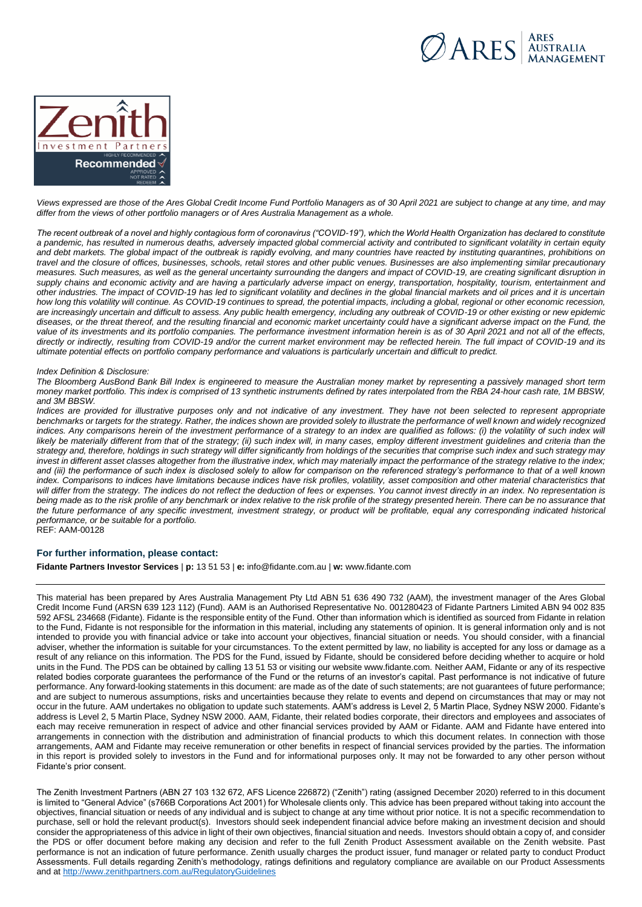*Views expressed are those of the Ares Global Credit Income Fund Portfolio Managers as of 30 April 2021 are subject to change at any time, and may differ from the views of other portfolio managers or of Ares Australia Management as a whole.*

*The recent outbreak of a novel and highly contagious form of coronavirus ("COVID-19"), which the World Health Organization has declared to constitute a pandemic, has resulted in numerous deaths, adversely impacted global commercial activity and contributed to significant volatility in certain equity and debt markets. The global impact of the outbreak is rapidly evolving, and many countries have reacted by instituting quarantines, prohibitions on travel and the closure of offices, businesses, schools, retail stores and other public venues. Businesses are also implementing similar precautionary measures. Such measures, as well as the general uncertainty surrounding the dangers and impact of COVID-19, are creating significant disruption in supply chains and economic activity and are having a particularly adverse impact on energy, transportation, hospitality, tourism, entertainment and other industries. The impact of COVID-19 has led to significant volatility and declines in the global financial markets and oil prices and it is uncertain how long this volatility will continue. As COVID-19 continues to spread, the potential impacts, including a global, regional or other economic recession, are increasingly uncertain and difficult to assess. Any public health emergency, including any outbreak of COVID-19 or other existing or new epidemic diseases, or the threat thereof, and the resulting financial and economic market uncertainty could have a significant adverse impact on the Fund, the value of its investments and its portfolio companies. The performance investment information herein is as of 30 April 2021 and not all of the effects, directly or indirectly, resulting from COVID-19 and/or the current market environment may be reflected herein. The full impact of COVID-19 and its ultimate potential effects on portfolio company performance and valuations is particularly uncertain and difficult to predict.*

*Index Definition & Disclosure:*

*The Bloomberg AusBond Bank Bill Index is engineered to measure the Australian money market by representing a passively managed short term money market portfolio. This index is comprised of 13 synthetic instruments defined by rates interpolated from the RBA 24-hour cash rate, 1M BBSW, and 3M BBSW.*

*Indices are provided for illustrative purposes only and not indicative of any investment. They have not been selected to represent appropriate benchmarks or targets for the strategy. Rather, the indices shown are provided solely to illustrate the performance of well known and widely recognized indices. Any comparisons herein of the investment performance of a strategy to an index are qualified as follows: (i) the volatility of such index will likely be materially different from that of the strategy; (ii) such index will, in many cases, employ different investment guidelines and criteria than the strategy and, therefore, holdings in such strategy will differ significantly from holdings of the securities that comprise such index and such strategy may invest in different asset classes altogether from the illustrative index, which may materially impact the performance of the strategy relative to the index; and (iii) the performance of such index is disclosed solely to allow for comparison on the referenced strategy's performance to that of a well known index. Comparisons to indices have limitations because indices have risk profiles, volatility, asset composition and other material characteristics that will differ from the strategy. The indices do not reflect the deduction of fees or expenses. You cannot invest directly in an index. No representation is being made as to the risk profile of any benchmark or index relative to the risk profile of the strategy presented herein. There can be no assurance that the future performance of any specific investment, investment strategy, or product will be profitable, equal any corresponding indicated historical performance, or be suitable for a portfolio.*

REF: AAM-00128

### For further information, please contact:

**Fidante Partners Investor Services** | **p:** 13 51 53 | **e:** info@fidante.com.au | **w:** www.fidante.com

---

This material has been prepared by Ares Australia Management Pty Ltd ABN 51 636 490 732 (AAM), the investment manager of the Ares Global Credit Income Fund (ARSN 639 123 112) (Fund). AAM is an Authorised Representative No. 001280423 of Fidante Partners Limited ABN 94 002 835 592 AFSL 234668 (Fidante). Fidante is the responsible entity of the Fund. Other than information which is identified as sourced from Fidante in relation to the Fund, Fidante is not responsible for the information in this material, including any statements of opinion. It is general information only and is not intended to provide you with financial advice or take into account your objectives, financial situation or needs. You should consider, with a financial adviser, whether the information is suitable for your circumstances. To the extent permitted by law, no liability is accepted for any loss or damage as a result of any reliance on this information. The PDS for the Fund, issued by Fidante, should be considered before deciding whether to acquire or hold units in the Fund. The PDS can be obtained by calling 13 51 53 or visiting our website www.fidante.com. Neither AAM, Fidante or any of its respective related bodies corporate guarantees the performance of the Fund or the returns of an investor's capital. Past performance is not indicative of future performance. Any forward-looking statements in this document: are made as of the date of such statements; are not guarantees of future performance; and are subject to numerous assumptions, risks and uncertainties because they relate to events and depend on circumstances that may or may not occur in the future. AAM undertakes no obligation to update such statements. AAM's address is Level 2, 5 Martin Place, Sydney NSW 2000. Fidante's address is Level 2, 5 Martin Place, Sydney NSW 2000. AAM, Fidante, their related bodies corporate, their directors and employees and associates of each may receive remuneration in respect of advice and other financial services provided by AAM or Fidante. AAM and Fidante have entered into arrangements in connection with the distribution and administration of financial products to which this document relates. In connection with those arrangements, AAM and Fidante may receive remuneration or other benefits in respect of financial services provided by the parties. The information in this report is provided solely to investors in the Fund and for informational purposes only. It may not be forwarded to any other person without Fidante's prior consent.

The Zenith Investment Partners (ABN 27 103 132 672, AFS Licence 226872) ("Zenith") rating (assigned December 2020) referred to in this document is limited to "General Advice" (s766B Corporations Act 2001) for Wholesale clients only. This advice has been prepared without taking into account the objectives, financial situation or needs of any individual and is subject to change at any time without prior notice. It is not a specific recommendation to purchase, sell or hold the relevant product(s). Investors should seek independent financial advice before making an investment decision and should consider the appropriateness of this advice in light of their own objectives, financial situation and needs. Investors should obtain a copy of, and consider the PDS or offer document before making any decision and refer to the full Zenith Product Assessment available on the Zenith website. Past performance is not an indication of future performance. Zenith usually charges the product issuer, fund manager or related party to conduct Product Assessments. Full details regarding Zenith's methodology, ratings definitions and regulatory compliance are available on our Product Assessments and at http://www.zenithpartners.com.au/RegulatoryGuidelines